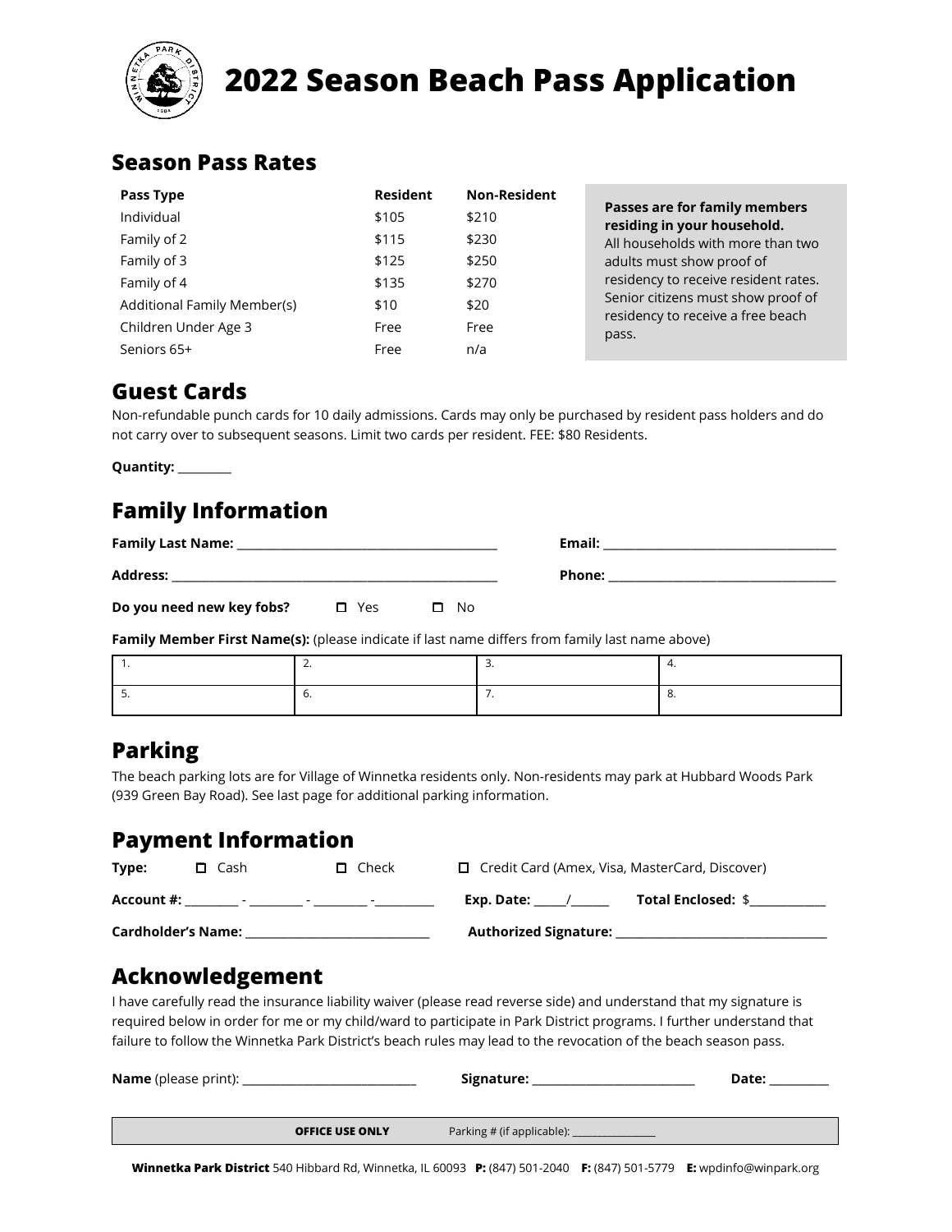# 2022 Season Beach Pass Application

## Season Pass Rates

| Pass Type | Resident | Non-Resident |
|---|---|---|
| Individual | $105 | $210 |
| Family of 2 | $115 | $230 |
| Family of 3 | $125 | $250 |
| Family of 4 | $135 | $270 |
| Additional Family Member(s) | $10 | $20 |
| Children Under Age 3 | Free | Free |
| Seniors 65+ | Free | n/a |

**Passes are for family members residing in your household.** All households with more than two adults must show proof of residency to receive resident rates. Senior citizens must show proof of residency to receive a free beach pass.

## Guest Cards

Non-refundable punch cards for 10 daily admissions. Cards may only be purchased by resident pass holders and do not carry over to subsequent seasons. Limit two cards per resident. FEE: $80 Residents.

**Quantity:** _________

## Family Information

**Family Last Name:** ___________________________________________ **Email:** ______________________________________

**Address:** _____________________________________________________ **Phone:** _____________________________________

**Do you need new key fobs?** ☐ Yes ☐ No

**Family Member First Name(s):** (please indicate if last name differs from family last name above)

| 1. | 2. | 3. | 4. |
|---|---|---|---|
| 5. | 6. | 7. | 8. |

## Parking

The beach parking lots are for Village of Winnetka residents only. Non-residents may park at Hubbard Woods Park (939 Green Bay Road). See last page for additional parking information.

## Payment Information

**Type:** ☐ Cash ☐ Check ☐ Credit Card (Amex, Visa, MasterCard, Discover)

**Account #:** _________ - _________ - _________ -__________ **Exp. Date:** _____/______ **Total Enclosed:** $____________

**Cardholder's Name:** ______________________________ **Authorized Signature:** ___________________________________

## Acknowledgement

I have carefully read the insurance liability waiver (please read reverse side) and understand that my signature is required below in order for me or my child/ward to participate in Park District programs. I further understand that failure to follow the Winnetka Park District's beach rules may lead to the revocation of the beach season pass.

**Name** (please print): ____________________________ **Signature:** ___________________________ **Date:** __________

**OFFICE USE ONLY** Parking # (if applicable): _________________

**Winnetka Park District** 540 Hibbard Rd, Winnetka, IL 60093 **P:** (847) 501-2040 **F:** (847) 501-5779 **E:** wpdinfo@winpark.org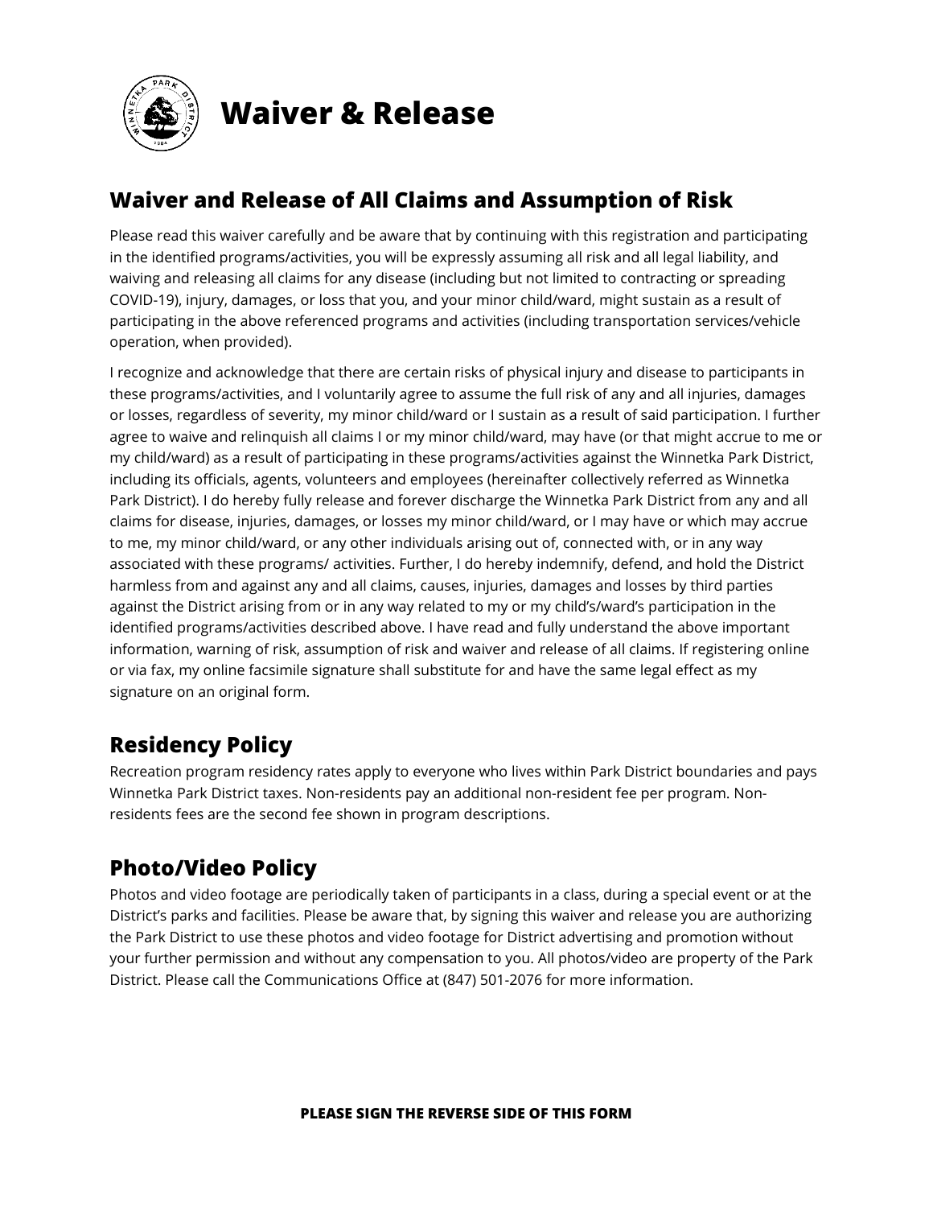# Waiver & Release

## Waiver and Release of All Claims and Assumption of Risk

Please read this waiver carefully and be aware that by continuing with this registration and participating in the identified programs/activities, you will be expressly assuming all risk and all legal liability, and waiving and releasing all claims for any disease (including but not limited to contracting or spreading COVID-19), injury, damages, or loss that you, and your minor child/ward, might sustain as a result of participating in the above referenced programs and activities (including transportation services/vehicle operation, when provided).

I recognize and acknowledge that there are certain risks of physical injury and disease to participants in these programs/activities, and I voluntarily agree to assume the full risk of any and all injuries, damages or losses, regardless of severity, my minor child/ward or I sustain as a result of said participation. I further agree to waive and relinquish all claims I or my minor child/ward, may have (or that might accrue to me or my child/ward) as a result of participating in these programs/activities against the Winnetka Park District, including its officials, agents, volunteers and employees (hereinafter collectively referred as Winnetka Park District). I do hereby fully release and forever discharge the Winnetka Park District from any and all claims for disease, injuries, damages, or losses my minor child/ward, or I may have or which may accrue to me, my minor child/ward, or any other individuals arising out of, connected with, or in any way associated with these programs/ activities. Further, I do hereby indemnify, defend, and hold the District harmless from and against any and all claims, causes, injuries, damages and losses by third parties against the District arising from or in any way related to my or my child's/ward's participation in the identified programs/activities described above. I have read and fully understand the above important information, warning of risk, assumption of risk and waiver and release of all claims. If registering online or via fax, my online facsimile signature shall substitute for and have the same legal effect as my signature on an original form.

## Residency Policy

Recreation program residency rates apply to everyone who lives within Park District boundaries and pays Winnetka Park District taxes. Non-residents pay an additional non-resident fee per program. Non-residents fees are the second fee shown in program descriptions.

## Photo/Video Policy

Photos and video footage are periodically taken of participants in a class, during a special event or at the District's parks and facilities. Please be aware that, by signing this waiver and release you are authorizing the Park District to use these photos and video footage for District advertising and promotion without your further permission and without any compensation to you. All photos/video are property of the Park District. Please call the Communications Office at (847) 501-2076 for more information.

**PLEASE SIGN THE REVERSE SIDE OF THIS FORM**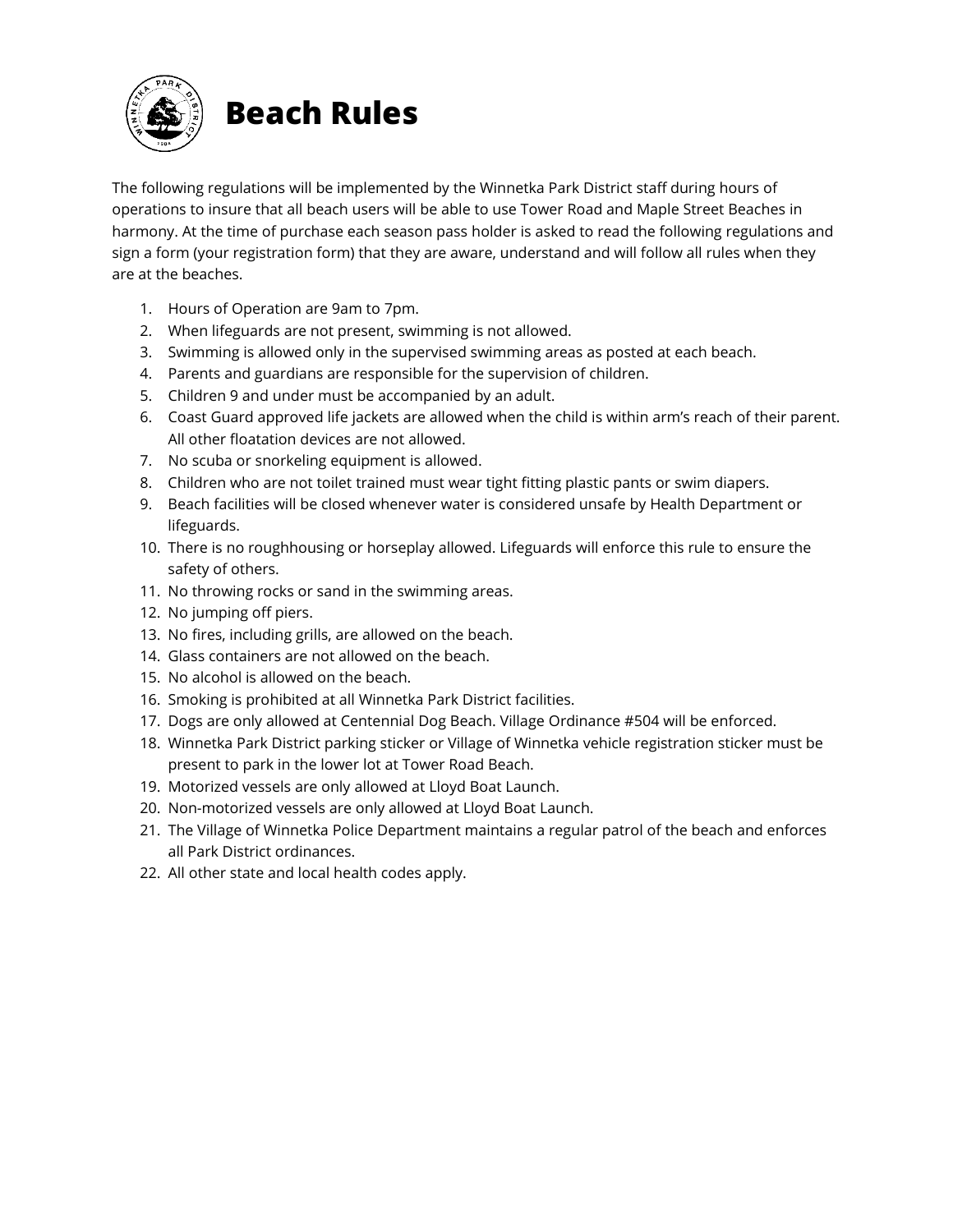# Beach Rules

The following regulations will be implemented by the Winnetka Park District staff during hours of operations to insure that all beach users will be able to use Tower Road and Maple Street Beaches in harmony. At the time of purchase each season pass holder is asked to read the following regulations and sign a form (your registration form) that they are aware, understand and will follow all rules when they are at the beaches.

1. Hours of Operation are 9am to 7pm.
2. When lifeguards are not present, swimming is not allowed.
3. Swimming is allowed only in the supervised swimming areas as posted at each beach.
4. Parents and guardians are responsible for the supervision of children.
5. Children 9 and under must be accompanied by an adult.
6. Coast Guard approved life jackets are allowed when the child is within arm's reach of their parent. All other floatation devices are not allowed.
7. No scuba or snorkeling equipment is allowed.
8. Children who are not toilet trained must wear tight fitting plastic pants or swim diapers.
9. Beach facilities will be closed whenever water is considered unsafe by Health Department or lifeguards.
10. There is no roughhousing or horseplay allowed. Lifeguards will enforce this rule to ensure the safety of others.
11. No throwing rocks or sand in the swimming areas.
12. No jumping off piers.
13. No fires, including grills, are allowed on the beach.
14. Glass containers are not allowed on the beach.
15. No alcohol is allowed on the beach.
16. Smoking is prohibited at all Winnetka Park District facilities.
17. Dogs are only allowed at Centennial Dog Beach. Village Ordinance #504 will be enforced.
18. Winnetka Park District parking sticker or Village of Winnetka vehicle registration sticker must be present to park in the lower lot at Tower Road Beach.
19. Motorized vessels are only allowed at Lloyd Boat Launch.
20. Non-motorized vessels are only allowed at Lloyd Boat Launch.
21. The Village of Winnetka Police Department maintains a regular patrol of the beach and enforces all Park District ordinances.
22. All other state and local health codes apply.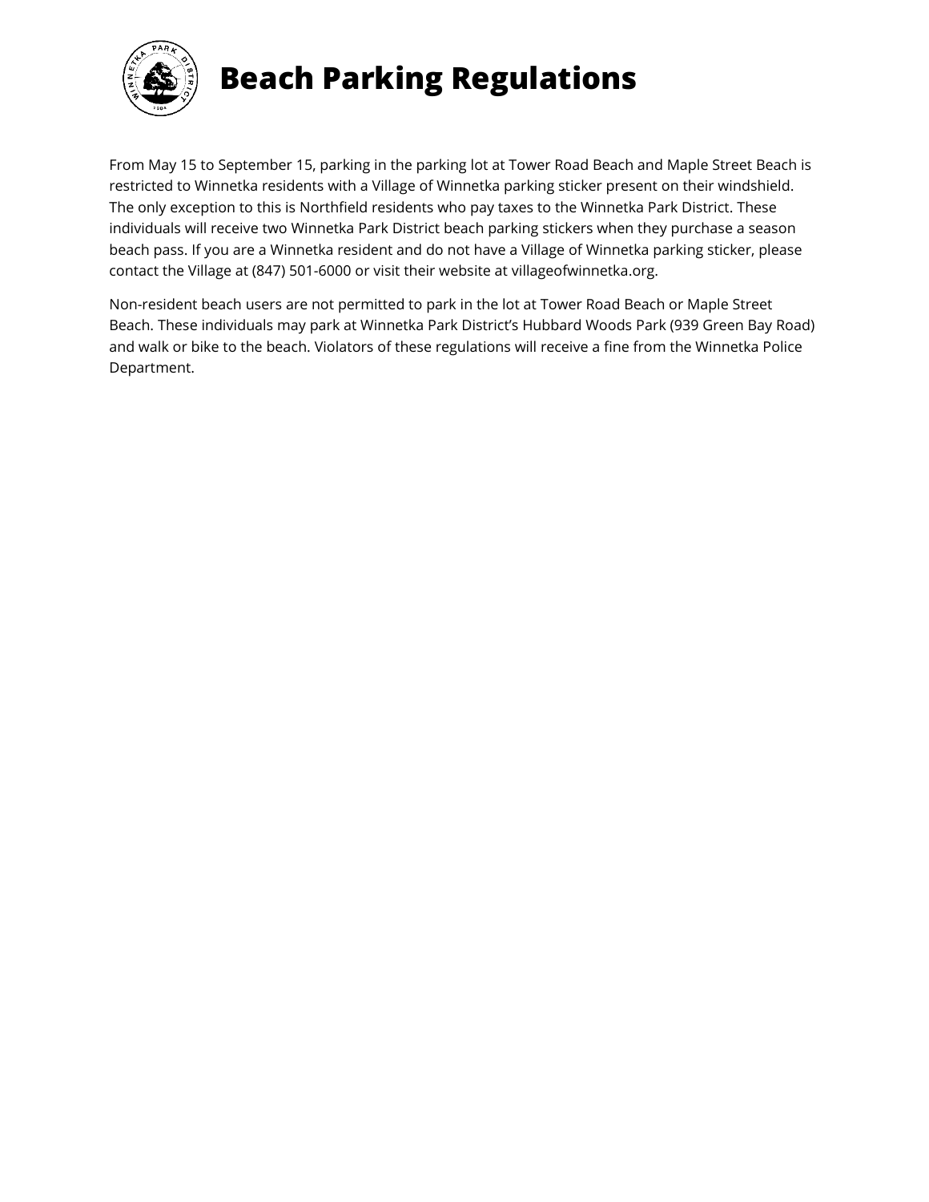# Beach Parking Regulations

From May 15 to September 15, parking in the parking lot at Tower Road Beach and Maple Street Beach is restricted to Winnetka residents with a Village of Winnetka parking sticker present on their windshield. The only exception to this is Northfield residents who pay taxes to the Winnetka Park District. These individuals will receive two Winnetka Park District beach parking stickers when they purchase a season beach pass. If you are a Winnetka resident and do not have a Village of Winnetka parking sticker, please contact the Village at (847) 501-6000 or visit their website at villageofwinnetka.org.

Non-resident beach users are not permitted to park in the lot at Tower Road Beach or Maple Street Beach. These individuals may park at Winnetka Park District's Hubbard Woods Park (939 Green Bay Road) and walk or bike to the beach. Violators of these regulations will receive a fine from the Winnetka Police Department.